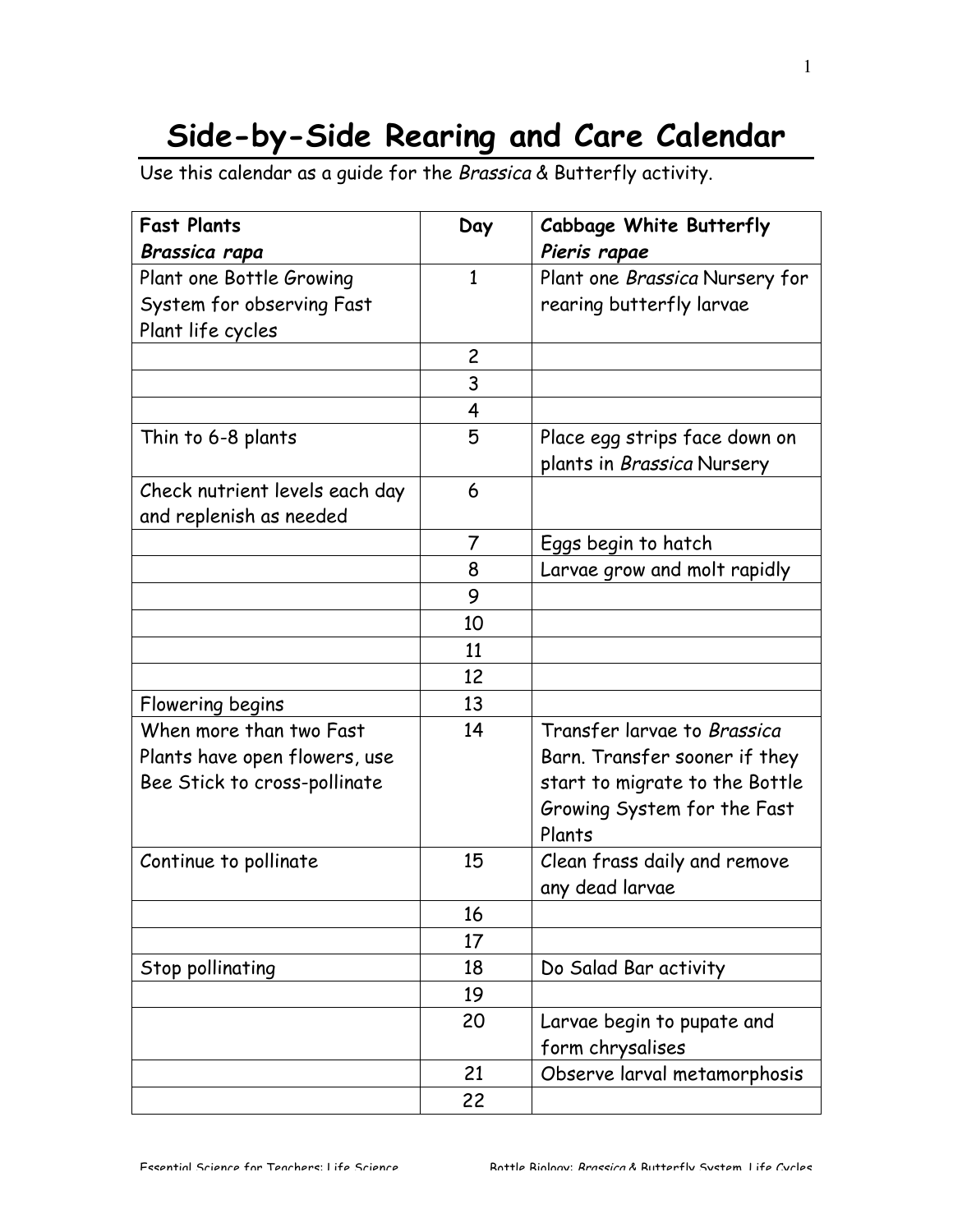# Side-by-Side Rearing and Care Calendar

Use this calendar as a guide for the *Brassica* & Butterfly activity.

| **Fast Plants** ***Brassica rapa*** | **Day** | **Cabbage White Butterfly** ***Pieris rapae*** |
|---|---|---|
| Plant one Bottle Growing System for observing Fast Plant life cycles | 1 | Plant one *Brassica* Nursery for rearing butterfly larvae |
| | 2 | |
| | 3 | |
| | 4 | |
| Thin to 6-8 plants | 5 | Place egg strips face down on plants in *Brassica* Nursery |
| Check nutrient levels each day and replenish as needed | 6 | |
| | 7 | Eggs begin to hatch |
| | 8 | Larvae grow and molt rapidly |
| | 9 | |
| | 10 | |
| | 11 | |
| | 12 | |
| Flowering begins | 13 | |
| When more than two Fast Plants have open flowers, use Bee Stick to cross-pollinate | 14 | Transfer larvae to *Brassica* Barn. Transfer sooner if they start to migrate to the Bottle Growing System for the Fast Plants |
| Continue to pollinate | 15 | Clean frass daily and remove any dead larvae |
| | 16 | |
| | 17 | |
| Stop pollinating | 18 | Do Salad Bar activity |
| | 19 | |
| | 20 | Larvae begin to pupate and form chrysalises |
| | 21 | Observe larval metamorphosis |
| | 22 | |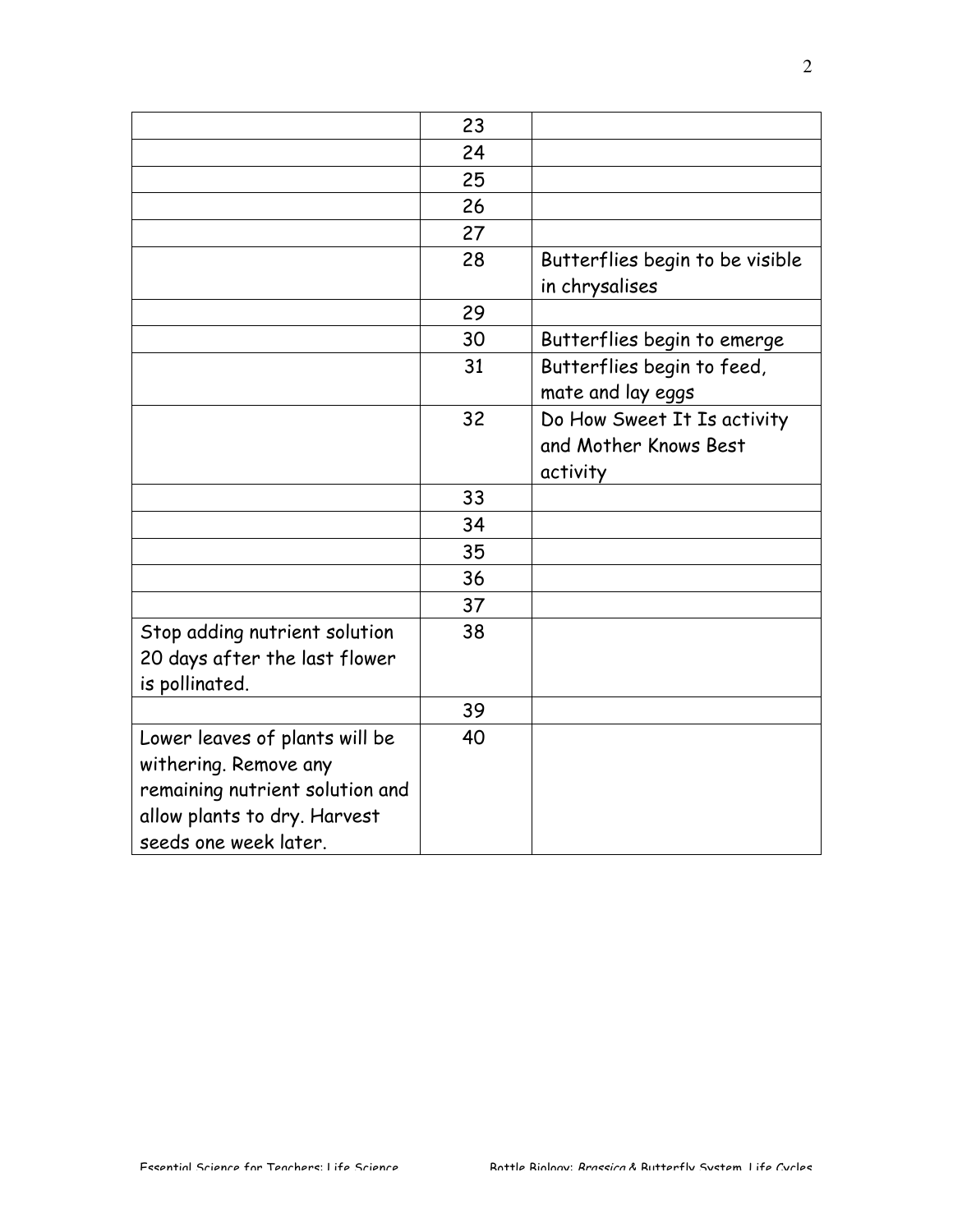| | | |
|---|---|---|
| | 23 | |
| | 24 | |
| | 25 | |
| | 26 | |
| | 27 | |
| | 28 | Butterflies begin to be visible in chrysalises |
| | 29 | |
| | 30 | Butterflies begin to emerge |
| | 31 | Butterflies begin to feed, mate and lay eggs |
| | 32 | Do How Sweet It Is activity and Mother Knows Best activity |
| | 33 | |
| | 34 | |
| | 35 | |
| | 36 | |
| | 37 | |
| Stop adding nutrient solution 20 days after the last flower is pollinated. | 38 | |
| | 39 | |
| Lower leaves of plants will be withering. Remove any remaining nutrient solution and allow plants to dry. Harvest seeds one week later. | 40 | |